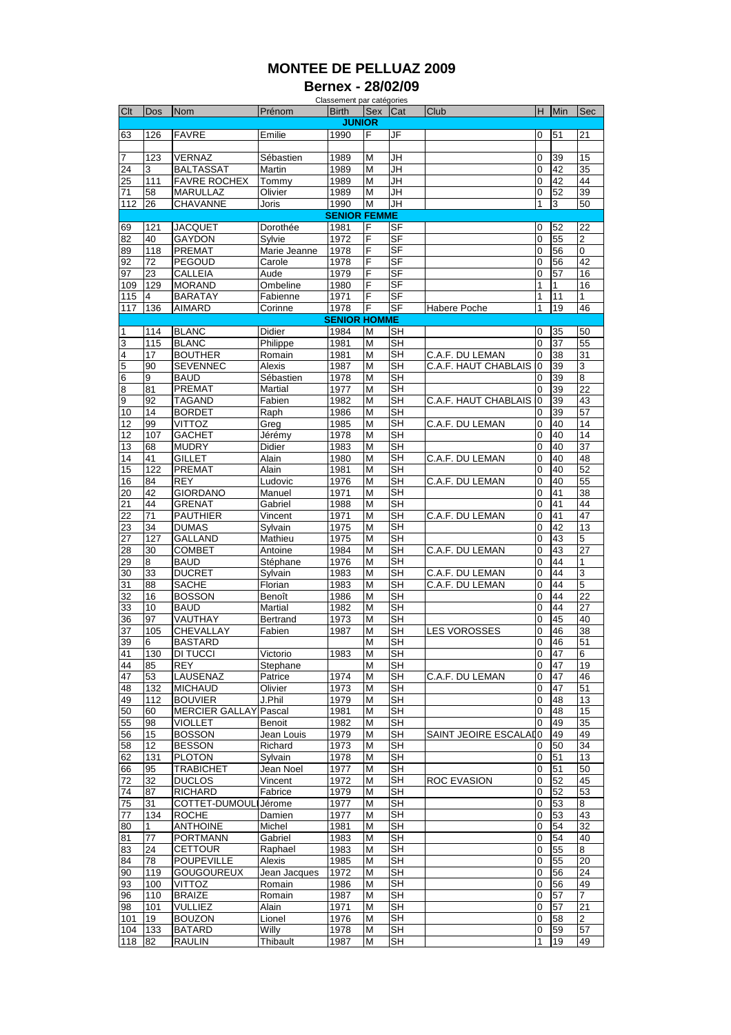# MONTEE DE PELLUAZ 2009

## Bernex - 28/02/09

Classement par catégories

| Clt | Dos | Nom | Prénom | Birth | Sex | Cat | Club | H | Min | Sec |
|---|---|---|---|---|---|---|---|---|---|---|
| | | | | **JUNIOR** | | | | | | |
| 63 | 126 | FAVRE | Emilie | 1990 | F | JF | | 0 | 51 | 21 |
| | | | | | | | | | | |
| 7 | 123 | VERNAZ | Sébastien | 1989 | M | JH | | 0 | 39 | 15 |
| 24 | 3 | BALTASSAT | Martin | 1989 | M | JH | | 0 | 42 | 35 |
| 25 | 111 | FAVRE ROCHEX | Tommy | 1989 | M | JH | | 0 | 42 | 44 |
| 71 | 58 | MARULLAZ | Olivier | 1989 | M | JH | | 0 | 52 | 39 |
| 112 | 26 | CHAVANNE | Joris | 1990 | M | JH | | 1 | 3 | 50 |
| | | | | **SENIOR FEMME** | | | | | | |
| 69 | 121 | JACQUET | Dorothée | 1981 | F | SF | | 0 | 52 | 22 |
| 82 | 40 | GAYDON | Sylvie | 1972 | F | SF | | 0 | 55 | 2 |
| 89 | 118 | PREMAT | Marie Jeanne | 1978 | F | SF | | 0 | 56 | 0 |
| 92 | 72 | PEGOUD | Carole | 1978 | F | SF | | 0 | 56 | 42 |
| 97 | 23 | CALLEIA | Aude | 1979 | F | SF | | 0 | 57 | 16 |
| 109 | 129 | MORAND | Ombeline | 1980 | F | SF | | 1 | 1 | 16 |
| 115 | 4 | BARATAY | Fabienne | 1971 | F | SF | | 1 | 11 | 1 |
| 117 | 136 | AIMARD | Corinne | 1978 | F | SF | Habere Poche | 1 | 19 | 46 |
| | | | | **SENIOR HOMME** | | | | | | |
| 1 | 114 | BLANC | Didier | 1984 | M | SH | | 0 | 35 | 50 |
| 3 | 115 | BLANC | Philippe | 1981 | M | SH | C.A.F. DU LEMAN | 0 | 37 | 55 |
| 4 | 17 | BOUTHER | Romain | 1981 | M | SH | C.A.F. DU LEMAN | 0 | 38 | 31 |
| 5 | 90 | SEVENNEC | Alexis | 1987 | M | SH | C.A.F. HAUT CHABLAIS | 0 | 39 | 3 |
| 6 | 9 | BAUD | Sébastien | 1978 | M | SH | | 0 | 39 | 8 |
| 8 | 81 | PREMAT | Martial | 1977 | M | SH | | 0 | 39 | 22 |
| 9 | 92 | TAGAND | Fabien | 1982 | M | SH | C.A.F. HAUT CHABLAIS | 0 | 39 | 43 |
| 10 | 14 | BORDET | Raph | 1986 | M | SH | | 0 | 39 | 57 |
| 12 | 99 | VITTOZ | Greg | 1985 | M | SH | C.A.F. DU LEMAN | 0 | 40 | 14 |
| 12 | 107 | GACHET | Jérémy | 1978 | M | SH | | 0 | 40 | 14 |
| 13 | 68 | MUDRY | Didier | 1983 | M | SH | | 0 | 40 | 37 |
| 14 | 41 | GILLET | Alain | 1980 | M | SH | C.A.F. DU LEMAN | 0 | 40 | 48 |
| 15 | 122 | PREMAT | Alain | 1981 | M | SH | | 0 | 40 | 52 |
| 16 | 84 | REY | Ludovic | 1976 | M | SH | C.A.F. DU LEMAN | 0 | 40 | 55 |
| 20 | 42 | GIORDANO | Manuel | 1971 | M | SH | | 0 | 41 | 38 |
| 21 | 44 | GRENAT | Gabriel | 1988 | M | SH | | 0 | 41 | 44 |
| 22 | 71 | PAUTHIER | Vincent | 1971 | M | SH | C.A.F. DU LEMAN | 0 | 41 | 47 |
| 23 | 34 | DUMAS | Sylvain | 1975 | M | SH | | 0 | 42 | 13 |
| 27 | 127 | GALLAND | Mathieu | 1975 | M | SH | | 0 | 43 | 5 |
| 28 | 30 | COMBET | Antoine | 1984 | M | SH | C.A.F. DU LEMAN | 0 | 43 | 27 |
| 29 | 8 | BAUD | Stéphane | 1976 | M | SH | | 0 | 44 | 1 |
| 30 | 33 | DUCRET | Sylvain | 1983 | M | SH | C.A.F. DU LEMAN | 0 | 44 | 3 |
| 31 | 88 | SACHE | Florian | 1983 | M | SH | C.A.F. DU LEMAN | 0 | 44 | 5 |
| 32 | 16 | BOSSON | Benoît | 1986 | M | SH | | 0 | 44 | 22 |
| 33 | 10 | BAUD | Martial | 1982 | M | SH | | 0 | 44 | 27 |
| 36 | 97 | VAUTHAY | Bertrand | 1973 | M | SH | | 0 | 45 | 40 |
| 37 | 105 | CHEVALLAY | Fabien | 1987 | M | SH | LES VOROSSES | 0 | 46 | 38 |
| 39 | 6 | BASTARD | | | M | SH | | 0 | 46 | 51 |
| 41 | 130 | DI TUCCI | Victorio | 1983 | M | SH | | 0 | 47 | 6 |
| 44 | 85 | REY | Stephane | | M | SH | | 0 | 47 | 19 |
| 47 | 53 | LAUSENAZ | Patrice | 1974 | M | SH | C.A.F. DU LEMAN | 0 | 47 | 46 |
| 48 | 132 | MICHAUD | Olivier | 1973 | M | SH | | 0 | 47 | 51 |
| 49 | 112 | BOUVIER | J.Phil | 1979 | M | SH | | 0 | 48 | 13 |
| 50 | 60 | MERCIER GALLAY | Pascal | 1981 | M | SH | | 0 | 48 | 15 |
| 55 | 98 | VIOLLET | Benoit | 1982 | M | SH | | 0 | 49 | 35 |
| 56 | 15 | BOSSON | Jean Louis | 1979 | M | SH | SAINT JEOIRE ESCALAD | 0 | 49 | 49 |
| 58 | 12 | BESSON | Richard | 1973 | M | SH | | 0 | 50 | 34 |
| 62 | 131 | PLOTON | Sylvain | 1978 | M | SH | | 0 | 51 | 13 |
| 66 | 95 | TRABICHET | Jean Noel | 1977 | M | SH | | 0 | 51 | 50 |
| 72 | 32 | DUCLOS | Vincent | 1972 | M | SH | ROC EVASION | 0 | 52 | 45 |
| 74 | 87 | RICHARD | Fabrice | 1979 | M | SH | | 0 | 52 | 53 |
| 75 | 31 | COTTET-DUMOUL | Jérome | 1977 | M | SH | | 0 | 53 | 8 |
| 77 | 134 | ROCHE | Damien | 1977 | M | SH | | 0 | 53 | 43 |
| 80 | 1 | ANTHOINE | Michel | 1981 | M | SH | | 0 | 54 | 32 |
| 81 | 77 | PORTMANN | Gabriel | 1983 | M | SH | | 0 | 54 | 40 |
| 83 | 24 | CETTOUR | Raphael | 1983 | M | SH | | 0 | 55 | 8 |
| 84 | 78 | POUPEVILLE | Alexis | 1985 | M | SH | | 0 | 55 | 20 |
| 90 | 119 | GOUGOUREUX | Jean Jacques | 1972 | M | SH | | 0 | 56 | 24 |
| 93 | 100 | VITTOZ | Romain | 1986 | M | SH | | 0 | 56 | 49 |
| 96 | 110 | BRAIZE | Romain | 1987 | M | SH | | 0 | 57 | 7 |
| 98 | 101 | VULLIEZ | Alain | 1971 | M | SH | | 0 | 57 | 21 |
| 101 | 19 | BOUZON | Lionel | 1976 | M | SH | | 0 | 58 | 2 |
| 104 | 133 | BATARD | Willy | 1978 | M | SH | | 0 | 59 | 57 |
| 118 | 82 | RAULIN | Thibault | 1987 | M | SH | | 1 | 19 | 49 |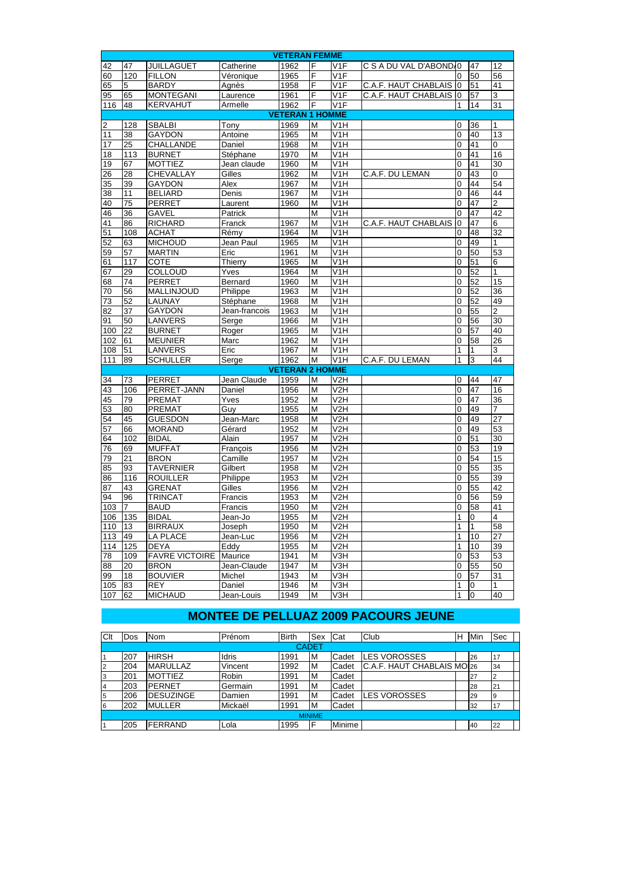| | | | | | | | | | | |
|---|---|---|---|---|---|---|---|---|---|---|
| **VETERAN FEMME** | | | | | | | | | | |
| 42 | 47 | JUILLAGUET | Catherine | 1962 | F | V1F | C S A DU VAL D'ABOND/ | 0 | 47 | 12 |
| 60 | 120 | FILLON | Véronique | 1965 | F | V1F | | 0 | 50 | 56 |
| 65 | 5 | BARDY | Agnès | 1958 | F | V1F | C.A.F. HAUT CHABLAIS | 0 | 51 | 41 |
| 95 | 65 | MONTEGANI | Laurence | 1961 | F | V1F | C.A.F. HAUT CHABLAIS | 0 | 57 | 3 |
| 116 | 48 | KERVAHUT | Armelle | 1962 | F | V1F | | 1 | 14 | 31 |
| **VETERAN 1 HOMME** | | | | | | | | | | |
| 2 | 128 | SBALBI | Tony | 1969 | M | V1H | | 0 | 36 | 1 |
| 11 | 38 | GAYDON | Antoine | 1965 | M | V1H | | 0 | 40 | 13 |
| 17 | 25 | CHALLANDE | Daniel | 1968 | M | V1H | | 0 | 41 | 0 |
| 18 | 113 | BURNET | Stéphane | 1970 | M | V1H | | 0 | 41 | 16 |
| 19 | 67 | MOTTIEZ | Jean claude | 1960 | M | V1H | | 0 | 41 | 30 |
| 26 | 28 | CHEVALLAY | Gilles | 1962 | M | V1H | C.A.F. DU LEMAN | 0 | 43 | 0 |
| 35 | 39 | GAYDON | Alex | 1967 | M | V1H | | 0 | 44 | 54 |
| 38 | 11 | BELIARD | Denis | 1967 | M | V1H | | 0 | 46 | 44 |
| 40 | 75 | PERRET | Laurent | 1960 | M | V1H | | 0 | 47 | 2 |
| 46 | 36 | GAVEL | Patrick | | M | V1H | | 0 | 47 | 42 |
| 41 | 86 | RICHARD | Franck | 1967 | M | V1H | C.A.F. HAUT CHABLAIS | 0 | 47 | 6 |
| 51 | 108 | ACHAT | Rémy | 1964 | M | V1H | | 0 | 48 | 32 |
| 52 | 63 | MICHOUD | Jean Paul | 1965 | M | V1H | | 0 | 49 | 1 |
| 59 | 57 | MARTIN | Eric | 1961 | M | V1H | | 0 | 50 | 53 |
| 61 | 117 | COTE | Thierry | 1965 | M | V1H | | 0 | 51 | 6 |
| 67 | 29 | COLLOUD | Yves | 1964 | M | V1H | | 0 | 52 | 1 |
| 68 | 74 | PERRET | Bernard | 1960 | M | V1H | | 0 | 52 | 15 |
| 70 | 56 | MALLINJOUD | Philippe | 1963 | M | V1H | | 0 | 52 | 36 |
| 73 | 52 | LAUNAY | Stéphane | 1968 | M | V1H | | 0 | 52 | 49 |
| 82 | 37 | GAYDON | Jean-francois | 1963 | M | V1H | | 0 | 55 | 2 |
| 91 | 50 | LANVERS | Serge | 1966 | M | V1H | | 0 | 56 | 30 |
| 100 | 22 | BURNET | Roger | 1965 | M | V1H | | 0 | 57 | 40 |
| 102 | 61 | MEUNIER | Marc | 1962 | M | V1H | | 0 | 58 | 26 |
| 108 | 51 | LANVERS | Eric | 1967 | M | V1H | | 1 | 1 | 3 |
| 111 | 89 | SCHULLER | Serge | 1962 | M | V1H | C.A.F. DU LEMAN | 1 | 3 | 44 |
| **VETERAN 2 HOMME** | | | | | | | | | | |
| 34 | 73 | PERRET | Jean Claude | 1959 | M | V2H | | 0 | 44 | 47 |
| 43 | 106 | PERRET-JANN | Daniel | 1956 | M | V2H | | 0 | 47 | 16 |
| 45 | 79 | PREMAT | Yves | 1952 | M | V2H | | 0 | 47 | 36 |
| 53 | 80 | PREMAT | Guy | 1955 | M | V2H | | 0 | 49 | 7 |
| 54 | 45 | GUESDON | Jean-Marc | 1958 | M | V2H | | 0 | 49 | 27 |
| 57 | 66 | MORAND | Gérard | 1952 | M | V2H | | 0 | 49 | 53 |
| 64 | 102 | BIDAL | Alain | 1957 | M | V2H | | 0 | 51 | 30 |
| 76 | 69 | MUFFAT | François | 1956 | M | V2H | | 0 | 53 | 19 |
| 79 | 21 | BRON | Camille | 1957 | M | V2H | | 0 | 54 | 15 |
| 85 | 93 | TAVERNIER | Gilbert | 1958 | M | V2H | | 0 | 55 | 35 |
| 86 | 116 | ROUILLER | Philippe | 1953 | M | V2H | | 0 | 55 | 39 |
| 87 | 43 | GRENAT | Gilles | 1956 | M | V2H | | 0 | 55 | 42 |
| 94 | 96 | TRINCAT | Francis | 1953 | M | V2H | | 0 | 56 | 59 |
| 103 | 7 | BAUD | Francis | 1950 | M | V2H | | 0 | 58 | 41 |
| 106 | 135 | BIDAL | Jean-Jo | 1955 | M | V2H | | 1 | 0 | 4 |
| 110 | 13 | BIRRAUX | Joseph | 1950 | M | V2H | | 1 | 1 | 58 |
| 113 | 49 | LA PLACE | Jean-Luc | 1956 | M | V2H | | 1 | 10 | 27 |
| 114 | 125 | DEYA | Eddy | 1955 | M | V2H | | 1 | 10 | 39 |
| 78 | 109 | FAVRE VICTOIRE | Maurice | 1941 | M | V3H | | 0 | 53 | 53 |
| 88 | 20 | BRON | Jean-Claude | 1947 | M | V3H | | 0 | 55 | 50 |
| 99 | 18 | BOUVIER | Michel | 1943 | M | V3H | | 0 | 57 | 31 |
| 105 | 83 | REY | Daniel | 1946 | M | V3H | | 1 | 0 | 1 |
| 107 | 62 | MICHAUD | Jean-Louis | 1949 | M | V3H | | 1 | 0 | 40 |

## MONTEE DE PELLUAZ 2009 PACOURS JEUNE

| Clt | Dos | Nom | Prénom | Birth | Sex | Cat | Club | H | Min | Sec |
|---|---|---|---|---|---|---|---|---|---|---|
| **CADET** | | | | | | | | | | |
| 1 | 207 | HIRSH | Idris | 1991 | M | Cadet | LES VOROSSES | | 26 | 17 |
| 2 | 204 | MARULLAZ | Vincent | 1992 | M | Cadet | C.A.F. HAUT CHABLAIS MO | | 26 | 34 |
| 3 | 201 | MOTTIEZ | Robin | 1991 | M | Cadet | | | 27 | 2 |
| 4 | 203 | PERNET | Germain | 1991 | M | Cadet | | | 28 | 21 |
| 5 | 206 | DESUZINGE | Damien | 1991 | M | Cadet | LES VOROSSES | | 29 | 9 |
| 6 | 202 | MULLER | Mickaël | 1991 | M | Cadet | | | 32 | 17 |
| **MINIME** | | | | | | | | | | |
| 1 | 205 | FERRAND | Lola | 1995 | F | Minime | | | 40 | 22 |